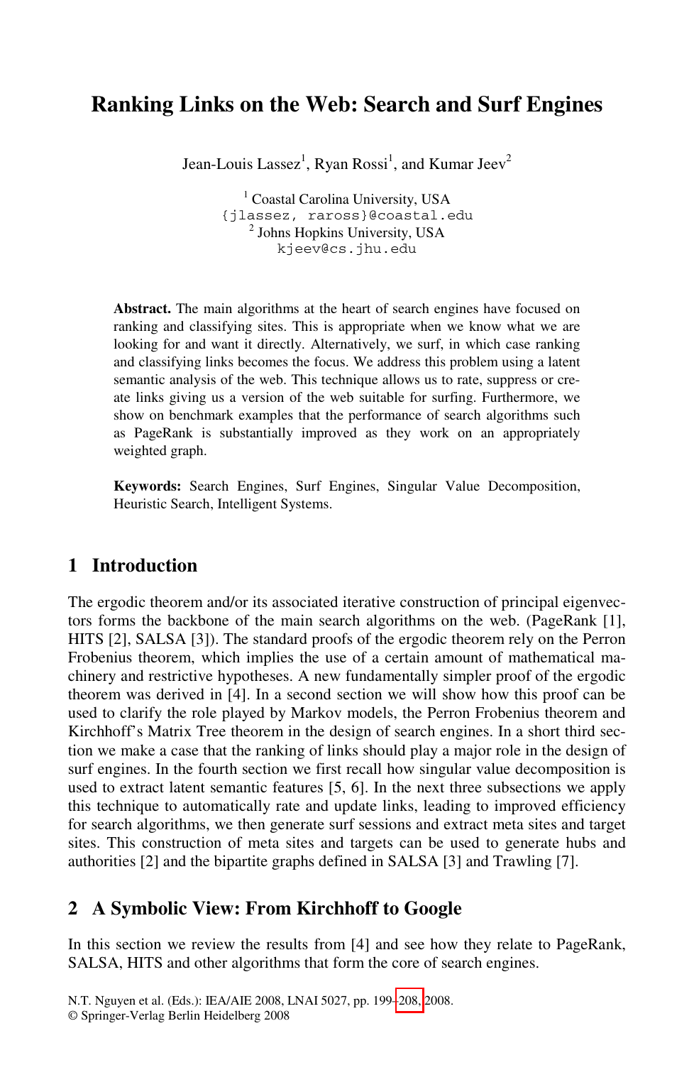# Ranking Links on the Web: Search and Surf Engines

Jean-Louis Lassez[1], Ryan Rossi[1], and Kumar Jeev[2]

[1] Coastal Carolina University, USA
{jlassez, raross}@coastal.edu
[2] Johns Hopkins University, USA
kjeev@cs.jhu.edu

**Abstract.** The main algorithms at the heart of search engines have focused on ranking and classifying sites. This is appropriate when we know what we are looking for and want it directly. Alternatively, we surf, in which case ranking and classifying links becomes the focus. We address this problem using a latent semantic analysis of the web. This technique allows us to rate, suppress or create links giving us a version of the web suitable for surfing. Furthermore, we show on benchmark examples that the performance of search algorithms such as PageRank is substantially improved as they work on an appropriately weighted graph.

**Keywords:** Search Engines, Surf Engines, Singular Value Decomposition, Heuristic Search, Intelligent Systems.

## 1 Introduction

The ergodic theorem and/or its associated iterative construction of principal eigenvectors forms the backbone of the main search algorithms on the web. (PageRank [1], HITS [2], SALSA [3]). The standard proofs of the ergodic theorem rely on the Perron Frobenius theorem, which implies the use of a certain amount of mathematical machinery and restrictive hypotheses. A new fundamentally simpler proof of the ergodic theorem was derived in [4]. In a second section we will show how this proof can be used to clarify the role played by Markov models, the Perron Frobenius theorem and Kirchhoff's Matrix Tree theorem in the design of search engines. In a short third section we make a case that the ranking of links should play a major role in the design of surf engines. In the fourth section we first recall how singular value decomposition is used to extract latent semantic features [5, 6]. In the next three subsections we apply this technique to automatically rate and update links, leading to improved efficiency for search algorithms, we then generate surf sessions and extract meta sites and target sites. This construction of meta sites and targets can be used to generate hubs and authorities [2] and the bipartite graphs defined in SALSA [3] and Trawling [7].

## 2 A Symbolic View: From Kirchhoff to Google

In this section we review the results from [4] and see how they relate to PageRank, SALSA, HITS and other algorithms that form the core of search engines.

N.T. Nguyen et al. (Eds.): IEA/AIE 2008, LNAI 5027, pp. 199–208, 2008.
© Springer-Verlag Berlin Heidelberg 2008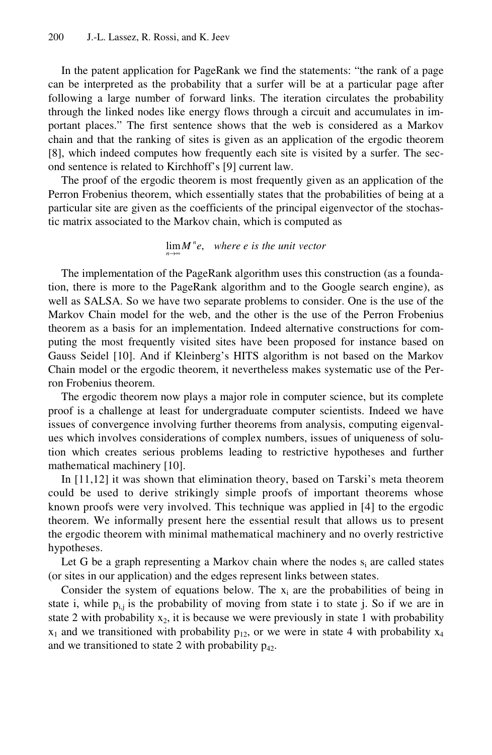In the patent application for PageRank we find the statements: "the rank of a page can be interpreted as the probability that a surfer will be at a particular page after following a large number of forward links. The iteration circulates the probability through the linked nodes like energy flows through a circuit and accumulates in important places." The first sentence shows that the web is considered as a Markov chain and that the ranking of sites is given as an application of the ergodic theorem [8], which indeed computes how frequently each site is visited by a surfer. The second sentence is related to Kirchhoff's [9] current law.

The proof of the ergodic theorem is most frequently given as an application of the Perron Frobenius theorem, which essentially states that the probabilities of being at a particular site are given as the coefficients of the principal eigenvector of the stochastic matrix associated to the Markov chain, which is computed as

$$\lim_{n \to \infty} M^n e, \quad \textit{where e is the unit vector}$$

The implementation of the PageRank algorithm uses this construction (as a foundation, there is more to the PageRank algorithm and to the Google search engine), as well as SALSA. So we have two separate problems to consider. One is the use of the Markov Chain model for the web, and the other is the use of the Perron Frobenius theorem as a basis for an implementation. Indeed alternative constructions for computing the most frequently visited sites have been proposed for instance based on Gauss Seidel [10]. And if Kleinberg's HITS algorithm is not based on the Markov Chain model or the ergodic theorem, it nevertheless makes systematic use of the Perron Frobenius theorem.

The ergodic theorem now plays a major role in computer science, but its complete proof is a challenge at least for undergraduate computer scientists. Indeed we have issues of convergence involving further theorems from analysis, computing eigenvalues which involves considerations of complex numbers, issues of uniqueness of solution which creates serious problems leading to restrictive hypotheses and further mathematical machinery [10].

In [11,12] it was shown that elimination theory, based on Tarski's meta theorem could be used to derive strikingly simple proofs of important theorems whose known proofs were very involved. This technique was applied in [4] to the ergodic theorem. We informally present here the essential result that allows us to present the ergodic theorem with minimal mathematical machinery and no overly restrictive hypotheses.

Let G be a graph representing a Markov chain where the nodes $s_i$ are called states (or sites in our application) and the edges represent links between states.

Consider the system of equations below. The $x_i$ are the probabilities of being in state i, while $p_{i,j}$ is the probability of moving from state i to state j. So if we are in state 2 with probability $x_2$, it is because we were previously in state 1 with probability $x_1$ and we transitioned with probability $p_{12}$, or we were in state 4 with probability $x_4$ and we transitioned to state 2 with probability $p_{42}$.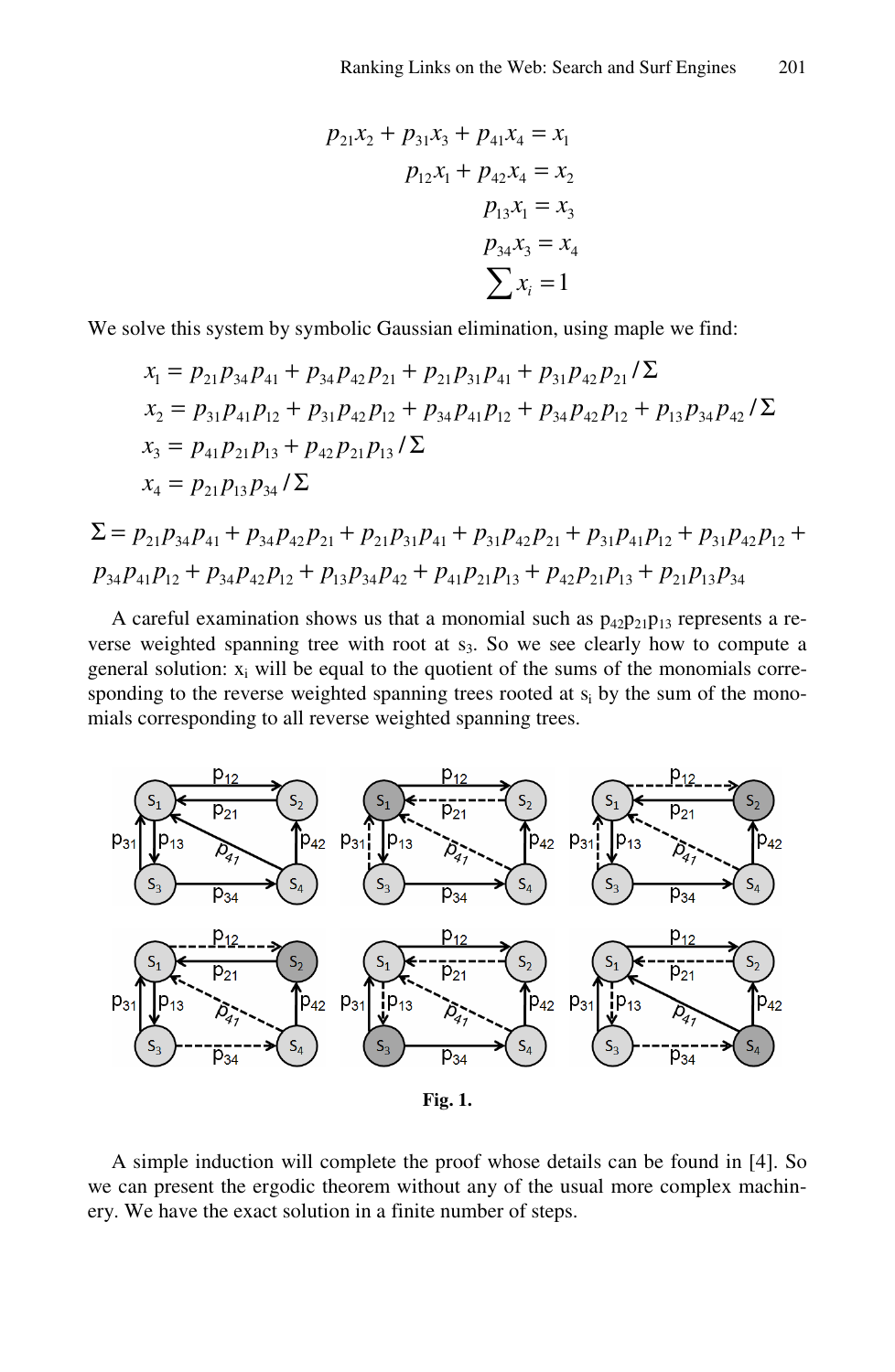$$p_{21}x_2 + p_{31}x_3 + p_{41}x_4 = x_1$$
$$p_{12}x_1 + p_{42}x_4 = x_2$$
$$p_{13}x_1 = x_3$$
$$p_{34}x_3 = x_4$$
$$\sum x_i = 1$$

We solve this system by symbolic Gaussian elimination, using maple we find:

$$x_1 = p_{21}p_{34}p_{41} + p_{34}p_{42}p_{21} + p_{21}p_{31}p_{41} + p_{31}p_{42}p_{21} / \Sigma$$
$$x_2 = p_{31}p_{41}p_{12} + p_{31}p_{42}p_{12} + p_{34}p_{41}p_{12} + p_{34}p_{42}p_{12} + p_{13}p_{34}p_{42} / \Sigma$$
$$x_3 = p_{41}p_{21}p_{13} + p_{42}p_{21}p_{13} / \Sigma$$
$$x_4 = p_{21}p_{13}p_{34} / \Sigma$$

$$\Sigma = p_{21}p_{34}p_{41} + p_{34}p_{42}p_{21} + p_{21}p_{31}p_{41} + p_{31}p_{42}p_{21} + p_{31}p_{41}p_{12} + p_{31}p_{42}p_{12} + p_{34}p_{41}p_{12} + p_{34}p_{42}p_{12} + p_{13}p_{34}p_{42} + p_{41}p_{21}p_{13} + p_{42}p_{21}p_{13} + p_{21}p_{13}p_{34}$$

A careful examination shows us that a monomial such as $p_{42}p_{21}p_{13}$ represents a reverse weighted spanning tree with root at $s_3$. So we see clearly how to compute a general solution: $x_i$ will be equal to the quotient of the sums of the monomials corresponding to the reverse weighted spanning trees rooted at $s_i$ by the sum of the monomials corresponding to all reverse weighted spanning trees.

**Fig. 1.**

A simple induction will complete the proof whose details can be found in [4]. So we can present the ergodic theorem without any of the usual more complex machinery. We have the exact solution in a finite number of steps.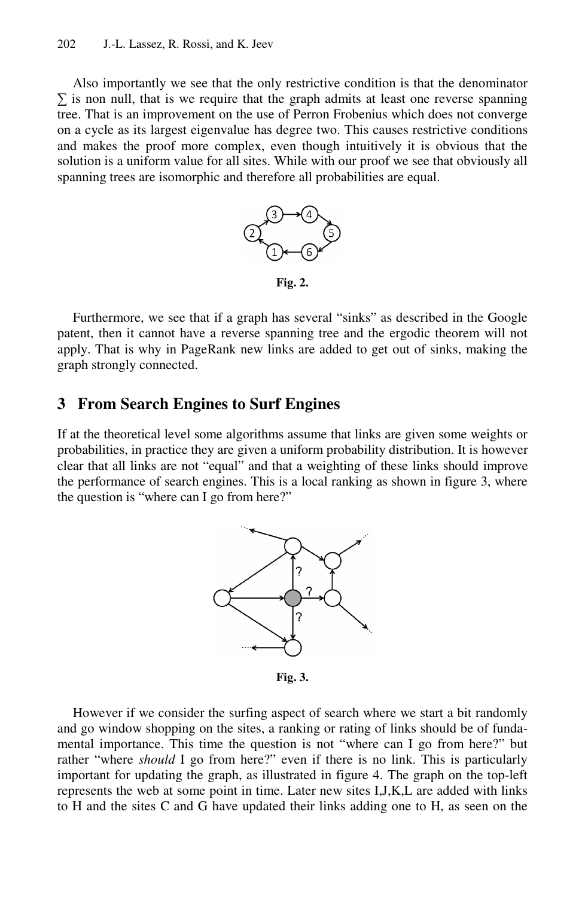Also importantly we see that the only restrictive condition is that the denominator $\sum$ is non null, that is we require that the graph admits at least one reverse spanning tree. That is an improvement on the use of Perron Frobenius which does not converge on a cycle as its largest eigenvalue has degree two. This causes restrictive conditions and makes the proof more complex, even though intuitively it is obvious that the solution is a uniform value for all sites. While with our proof we see that obviously all spanning trees are isomorphic and therefore all probabilities are equal.

**Fig. 2.**

Furthermore, we see that if a graph has several "sinks" as described in the Google patent, then it cannot have a reverse spanning tree and the ergodic theorem will not apply. That is why in PageRank new links are added to get out of sinks, making the graph strongly connected.

## 3 From Search Engines to Surf Engines

If at the theoretical level some algorithms assume that links are given some weights or probabilities, in practice they are given a uniform probability distribution. It is however clear that all links are not "equal" and that a weighting of these links should improve the performance of search engines. This is a local ranking as shown in figure 3, where the question is "where can I go from here?"

**Fig. 3.**

However if we consider the surfing aspect of search where we start a bit randomly and go window shopping on the sites, a ranking or rating of links should be of fundamental importance. This time the question is not "where can I go from here?" but rather "where *should* I go from here?" even if there is no link. This is particularly important for updating the graph, as illustrated in figure 4. The graph on the top-left represents the web at some point in time. Later new sites I,J,K,L are added with links to H and the sites C and G have updated their links adding one to H, as seen on the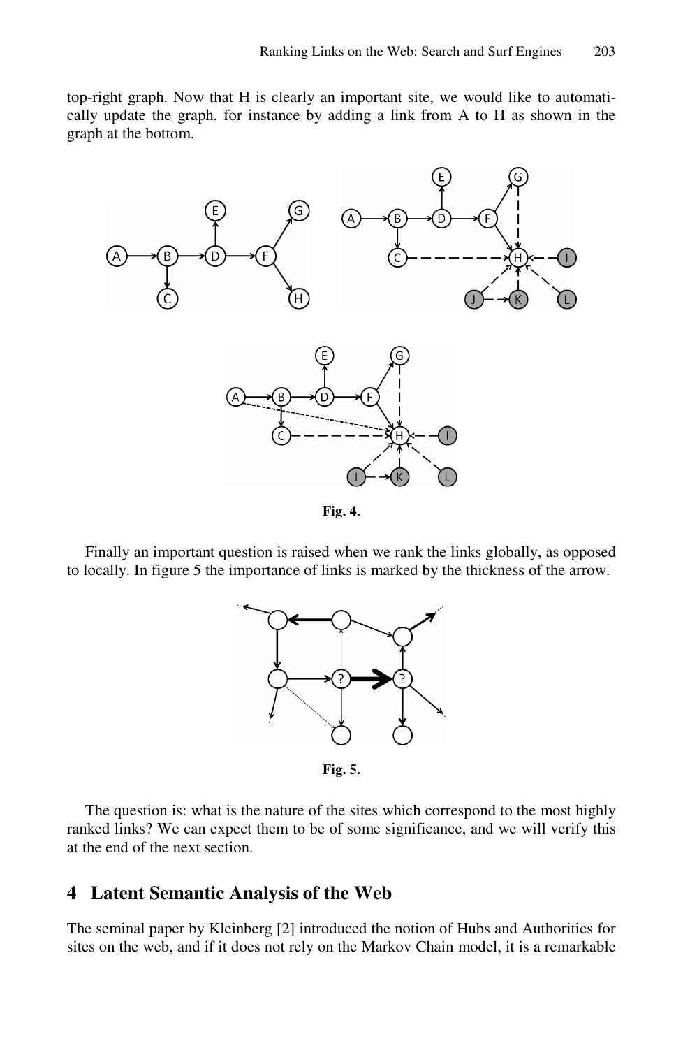top-right graph. Now that H is clearly an important site, we would like to automatically update the graph, for instance by adding a link from A to H as shown in the graph at the bottom.

**Fig. 4.**

Finally an important question is raised when we rank the links globally, as opposed to locally. In figure 5 the importance of links is marked by the thickness of the arrow.

**Fig. 5.**

The question is: what is the nature of the sites which correspond to the most highly ranked links? We can expect them to be of some significance, and we will verify this at the end of the next section.

## 4 Latent Semantic Analysis of the Web

The seminal paper by Kleinberg [2] introduced the notion of Hubs and Authorities for sites on the web, and if it does not rely on the Markov Chain model, it is a remarkable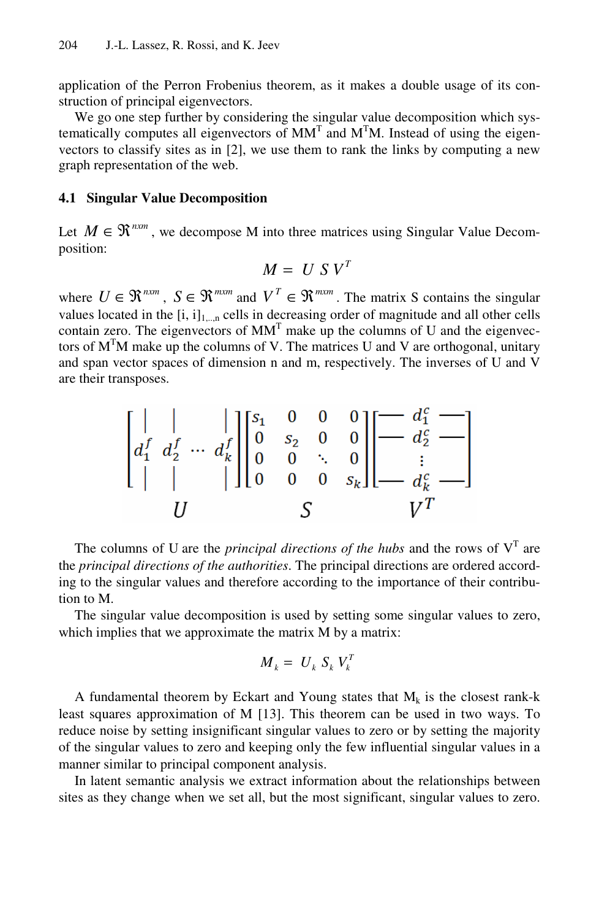application of the Perron Frobenius theorem, as it makes a double usage of its construction of principal eigenvectors.

We go one step further by considering the singular value decomposition which systematically computes all eigenvectors of $MM^T$ and $M^TM$. Instead of using the eigenvectors to classify sites as in [2], we use them to rank the links by computing a new graph representation of the web.

### 4.1 Singular Value Decomposition

Let $M \in \Re^{nxm}$, we decompose M into three matrices using Singular Value Decomposition:

$$M = U\ S\ V^T$$

where $U \in \Re^{nxm}$, $S \in \Re^{mxm}$ and $V^T \in \Re^{mxm}$. The matrix S contains the singular values located in the $[i, i]_{1,..,n}$ cells in decreasing order of magnitude and all other cells contain zero. The eigenvectors of $MM^T$ make up the columns of U and the eigenvectors of $M^TM$ make up the columns of V. The matrices U and V are orthogonal, unitary and span vector spaces of dimension n and m, respectively. The inverses of U and V are their transposes.

$$\underbrace{\begin{bmatrix} | & | & & | \\ d_1^f & d_2^f & \cdots & d_k^f \\ | & | & & | \end{bmatrix}}_{U} \underbrace{\begin{bmatrix} s_1 & 0 & 0 & 0 \\ 0 & s_2 & 0 & 0 \\ 0 & 0 & \ddots & 0 \\ 0 & 0 & 0 & s_k \end{bmatrix}}_{S} \underbrace{\begin{bmatrix} — & d_1^c & — \\ — & d_2^c & — \\ & \vdots & \\ — & d_k^c & — \end{bmatrix}}_{V^T}$$

The columns of U are the *principal directions of the hubs* and the rows of $V^T$ are the *principal directions of the authorities*. The principal directions are ordered according to the singular values and therefore according to the importance of their contribution to M.

The singular value decomposition is used by setting some singular values to zero, which implies that we approximate the matrix M by a matrix:

$$M_k = U_k\ S_k\ V_k^T$$

A fundamental theorem by Eckart and Young states that $M_k$ is the closest rank-k least squares approximation of M [13]. This theorem can be used in two ways. To reduce noise by setting insignificant singular values to zero or by setting the majority of the singular values to zero and keeping only the few influential singular values in a manner similar to principal component analysis.

In latent semantic analysis we extract information about the relationships between sites as they change when we set all, but the most significant, singular values to zero.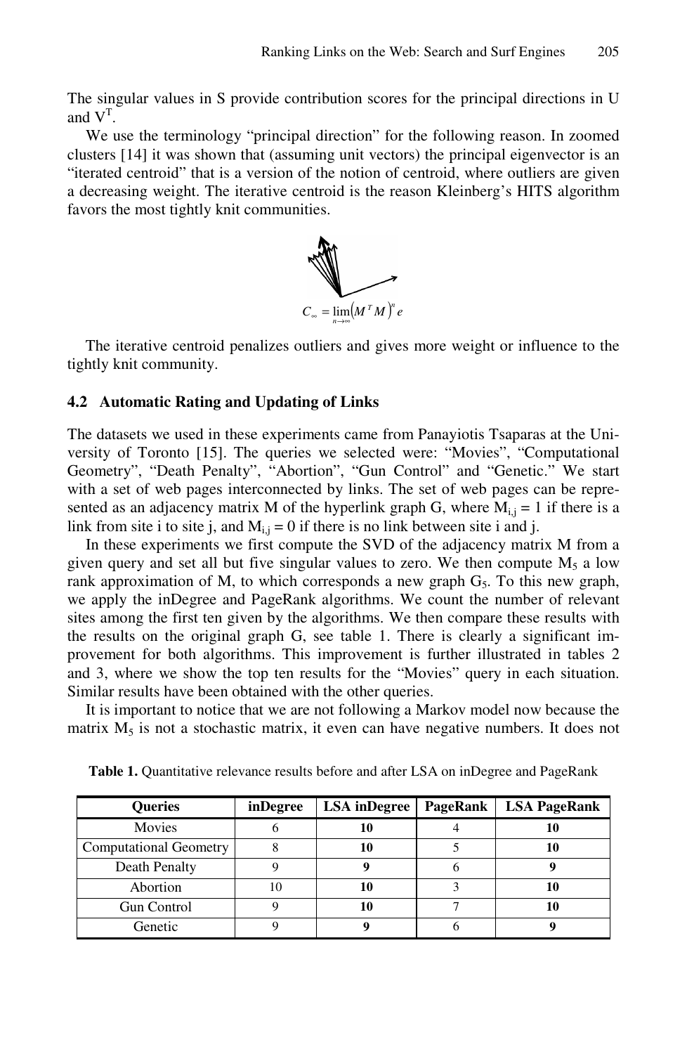The singular values in S provide contribution scores for the principal directions in U and $V^T$.

We use the terminology "principal direction" for the following reason. In zoomed clusters [14] it was shown that (assuming unit vectors) the principal eigenvector is an "iterated centroid" that is a version of the notion of centroid, where outliers are given a decreasing weight. The iterative centroid is the reason Kleinberg's HITS algorithm favors the most tightly knit communities.

$$C_\infty = \lim_{n \to \infty} \left(M^T M\right)^n e$$

The iterative centroid penalizes outliers and gives more weight or influence to the tightly knit community.

### 4.2 Automatic Rating and Updating of Links

The datasets we used in these experiments came from Panayiotis Tsaparas at the University of Toronto [15]. The queries we selected were: "Movies", "Computational Geometry", "Death Penalty", "Abortion", "Gun Control" and "Genetic." We start with a set of web pages interconnected by links. The set of web pages can be represented as an adjacency matrix M of the hyperlink graph G, where $M_{i,j} = 1$ if there is a link from site i to site j, and $M_{i,j} = 0$ if there is no link between site i and j.

In these experiments we first compute the SVD of the adjacency matrix M from a given query and set all but five singular values to zero. We then compute $M_5$ a low rank approximation of M, to which corresponds a new graph $G_5$. To this new graph, we apply the inDegree and PageRank algorithms. We count the number of relevant sites among the first ten given by the algorithms. We then compare these results with the results on the original graph G, see table 1. There is clearly a significant improvement for both algorithms. This improvement is further illustrated in tables 2 and 3, where we show the top ten results for the "Movies" query in each situation. Similar results have been obtained with the other queries.

It is important to notice that we are not following a Markov model now because the matrix $M_5$ is not a stochastic matrix, it even can have negative numbers. It does not

**Table 1.** Quantitative relevance results before and after LSA on inDegree and PageRank

| Queries | inDegree | LSA inDegree | PageRank | LSA PageRank |
|---|---|---|---|---|
| Movies | 6 | **10** | 4 | **10** |
| Computational Geometry | 8 | **10** | 5 | **10** |
| Death Penalty | 9 | **9** | 6 | **9** |
| Abortion | 10 | **10** | 3 | **10** |
| Gun Control | 9 | **10** | 7 | **10** |
| Genetic | 9 | **9** | 6 | **9** |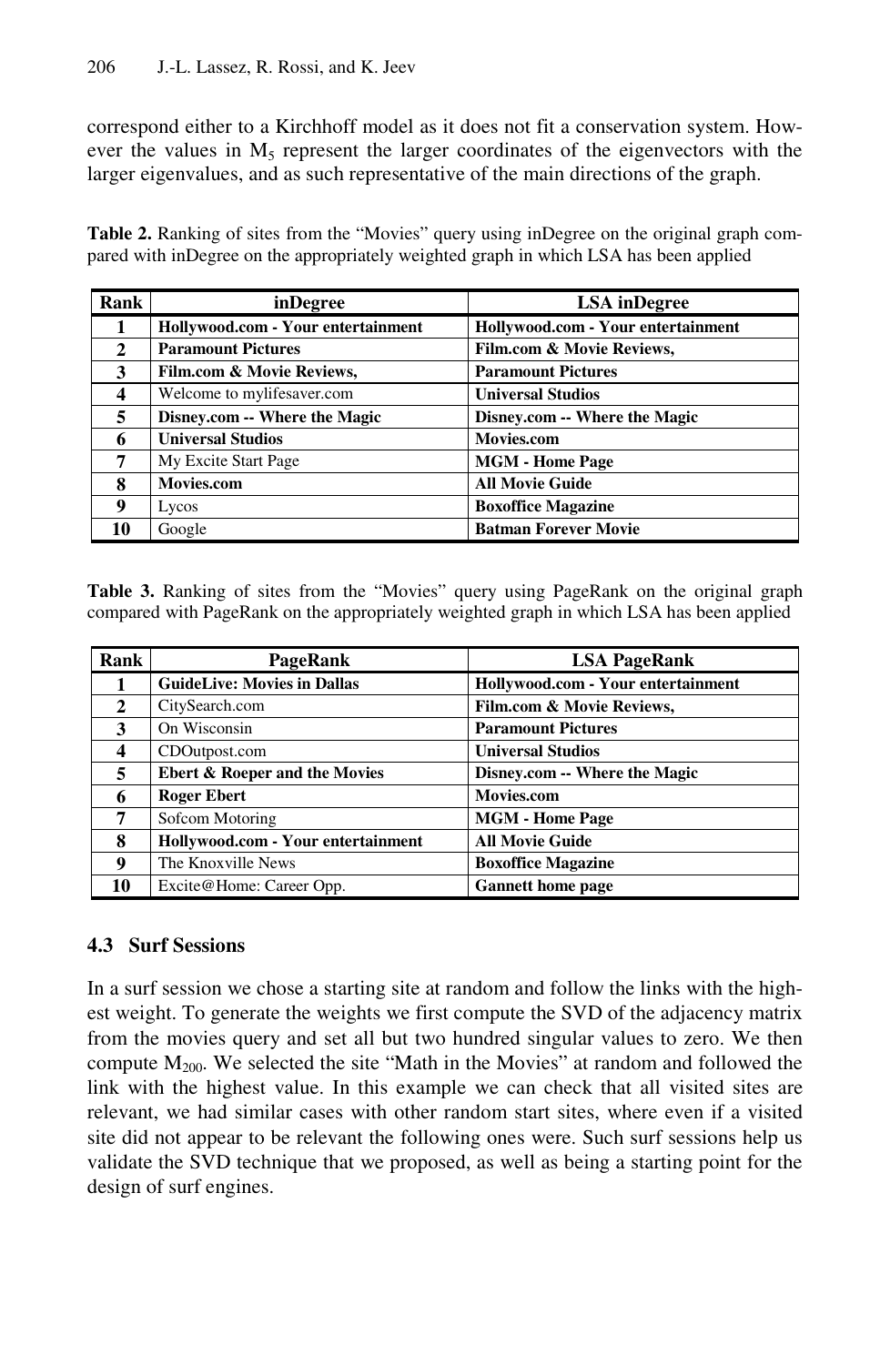correspond either to a Kirchhoff model as it does not fit a conservation system. However the values in $M_5$ represent the larger coordinates of the eigenvectors with the larger eigenvalues, and as such representative of the main directions of the graph.

**Table 2.** Ranking of sites from the "Movies" query using inDegree on the original graph compared with inDegree on the appropriately weighted graph in which LSA has been applied

| Rank | inDegree | LSA inDegree |
|---|---|---|
| 1 | **Hollywood.com - Your entertainment** | **Hollywood.com - Your entertainment** |
| 2 | **Paramount Pictures** | **Film.com & Movie Reviews,** |
| 3 | **Film.com & Movie Reviews,** | **Paramount Pictures** |
| 4 | Welcome to mylifesaver.com | **Universal Studios** |
| 5 | **Disney.com -- Where the Magic** | **Disney.com -- Where the Magic** |
| 6 | **Universal Studios** | **Movies.com** |
| 7 | My Excite Start Page | **MGM - Home Page** |
| 8 | **Movies.com** | **All Movie Guide** |
| 9 | Lycos | **Boxoffice Magazine** |
| 10 | Google | **Batman Forever Movie** |

**Table 3.** Ranking of sites from the "Movies" query using PageRank on the original graph compared with PageRank on the appropriately weighted graph in which LSA has been applied

| Rank | PageRank | LSA PageRank |
|---|---|---|
| 1 | **GuideLive: Movies in Dallas** | **Hollywood.com - Your entertainment** |
| 2 | CitySearch.com | **Film.com & Movie Reviews,** |
| 3 | On Wisconsin | **Paramount Pictures** |
| 4 | CDOutpost.com | **Universal Studios** |
| 5 | **Ebert & Roeper and the Movies** | **Disney.com -- Where the Magic** |
| 6 | **Roger Ebert** | **Movies.com** |
| 7 | Sofcom Motoring | **MGM - Home Page** |
| 8 | **Hollywood.com - Your entertainment** | **All Movie Guide** |
| 9 | The Knoxville News | **Boxoffice Magazine** |
| 10 | Excite@Home: Career Opp. | **Gannett home page** |

### 4.3 Surf Sessions

In a surf session we chose a starting site at random and follow the links with the highest weight. To generate the weights we first compute the SVD of the adjacency matrix from the movies query and set all but two hundred singular values to zero. We then compute $M_{200}$. We selected the site "Math in the Movies" at random and followed the link with the highest value. In this example we can check that all visited sites are relevant, we had similar cases with other random start sites, where even if a visited site did not appear to be relevant the following ones were. Such surf sessions help us validate the SVD technique that we proposed, as well as being a starting point for the design of surf engines.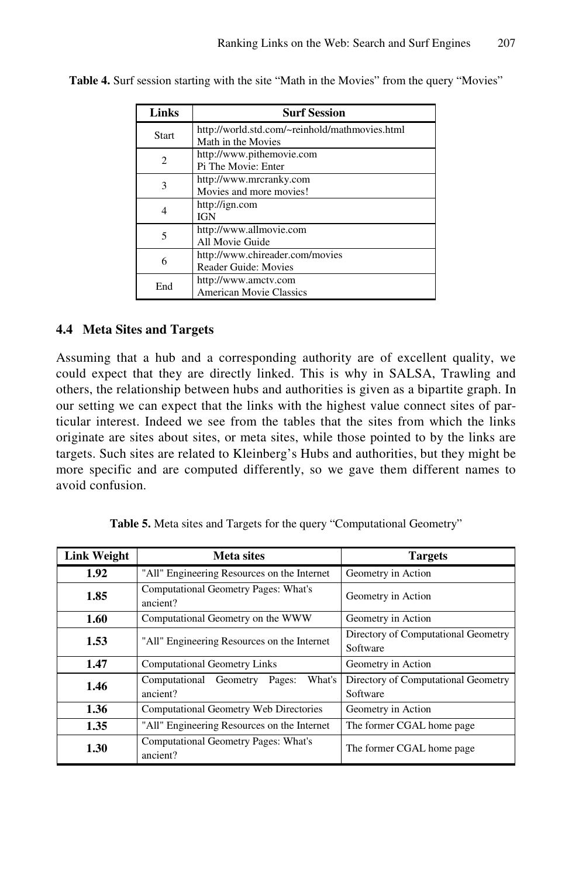**Table 4.** Surf session starting with the site "Math in the Movies" from the query "Movies"

| Links | Surf Session |
|---|---|
| Start | http://world.std.com/~reinhold/mathmovies.html<br>Math in the Movies |
| 2 | http://www.pithemovie.com<br>Pi The Movie: Enter |
| 3 | http://www.mrcranky.com<br>Movies and more movies! |
| 4 | http://ign.com<br>IGN |
| 5 | http://www.allmovie.com<br>All Movie Guide |
| 6 | http://www.chireader.com/movies<br>Reader Guide: Movies |
| End | http://www.amctv.com<br>American Movie Classics |

### 4.4 Meta Sites and Targets

Assuming that a hub and a corresponding authority are of excellent quality, we could expect that they are directly linked. This is why in SALSA, Trawling and others, the relationship between hubs and authorities is given as a bipartite graph. In our setting we can expect that the links with the highest value connect sites of particular interest. Indeed we see from the tables that the sites from which the links originate are sites about sites, or meta sites, while those pointed to by the links are targets. Such sites are related to Kleinberg's Hubs and authorities, but they might be more specific and are computed differently, so we gave them different names to avoid confusion.

**Table 5.** Meta sites and Targets for the query "Computational Geometry"

| Link Weight | Meta sites | Targets |
|---|---|---|
| **1.92** | "All" Engineering Resources on the Internet | Geometry in Action |
| **1.85** | Computational Geometry Pages: What's ancient? | Geometry in Action |
| **1.60** | Computational Geometry on the WWW | Geometry in Action |
| **1.53** | "All" Engineering Resources on the Internet | Directory of Computational Geometry Software |
| **1.47** | Computational Geometry Links | Geometry in Action |
| **1.46** | Computational Geometry Pages: What's ancient? | Directory of Computational Geometry Software |
| **1.36** | Computational Geometry Web Directories | Geometry in Action |
| **1.35** | "All" Engineering Resources on the Internet | The former CGAL home page |
| **1.30** | Computational Geometry Pages: What's ancient? | The former CGAL home page |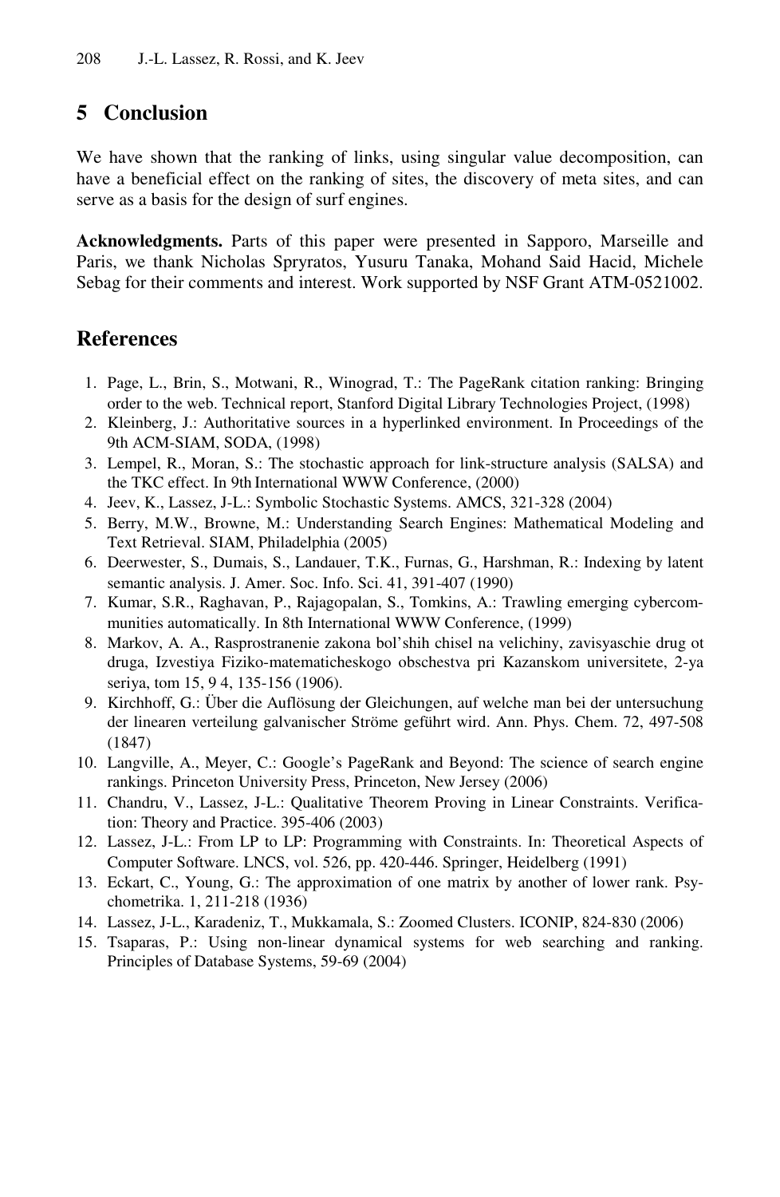## 5 Conclusion

We have shown that the ranking of links, using singular value decomposition, can have a beneficial effect on the ranking of sites, the discovery of meta sites, and can serve as a basis for the design of surf engines.

**Acknowledgments.** Parts of this paper were presented in Sapporo, Marseille and Paris, we thank Nicholas Spryratos, Yusuru Tanaka, Mohand Said Hacid, Michele Sebag for their comments and interest. Work supported by NSF Grant ATM-0521002.

## References

1. Page, L., Brin, S., Motwani, R., Winograd, T.: The PageRank citation ranking: Bringing order to the web. Technical report, Stanford Digital Library Technologies Project, (1998)
2. Kleinberg, J.: Authoritative sources in a hyperlinked environment. In Proceedings of the 9th ACM-SIAM, SODA, (1998)
3. Lempel, R., Moran, S.: The stochastic approach for link-structure analysis (SALSA) and the TKC effect. In 9th International WWW Conference, (2000)
4. Jeev, K., Lassez, J-L.: Symbolic Stochastic Systems. AMCS, 321-328 (2004)
5. Berry, M.W., Browne, M.: Understanding Search Engines: Mathematical Modeling and Text Retrieval. SIAM, Philadelphia (2005)
6. Deerwester, S., Dumais, S., Landauer, T.K., Furnas, G., Harshman, R.: Indexing by latent semantic analysis. J. Amer. Soc. Info. Sci. 41, 391-407 (1990)
7. Kumar, S.R., Raghavan, P., Rajagopalan, S., Tomkins, A.: Trawling emerging cybercommunities automatically. In 8th International WWW Conference, (1999)
8. Markov, A. A., Rasprostranenie zakona bol'shih chisel na velichiny, zavisyaschie drug ot druga, Izvestiya Fiziko-matematicheskogo obschestva pri Kazanskom universitete, 2-ya seriya, tom 15, 9 4, 135-156 (1906).
9. Kirchhoff, G.: Über die Auflösung der Gleichungen, auf welche man bei der untersuchung der linearen verteilung galvanischer Ströme geführt wird. Ann. Phys. Chem. 72, 497-508 (1847)
10. Langville, A., Meyer, C.: Google's PageRank and Beyond: The science of search engine rankings. Princeton University Press, Princeton, New Jersey (2006)
11. Chandru, V., Lassez, J-L.: Qualitative Theorem Proving in Linear Constraints. Verification: Theory and Practice. 395-406 (2003)
12. Lassez, J-L.: From LP to LP: Programming with Constraints. In: Theoretical Aspects of Computer Software. LNCS, vol. 526, pp. 420-446. Springer, Heidelberg (1991)
13. Eckart, C., Young, G.: The approximation of one matrix by another of lower rank. Psychometrika. 1, 211-218 (1936)
14. Lassez, J-L., Karadeniz, T., Mukkamala, S.: Zoomed Clusters. ICONIP, 824-830 (2006)
15. Tsaparas, P.: Using non-linear dynamical systems for web searching and ranking. Principles of Database Systems, 59-69 (2004)